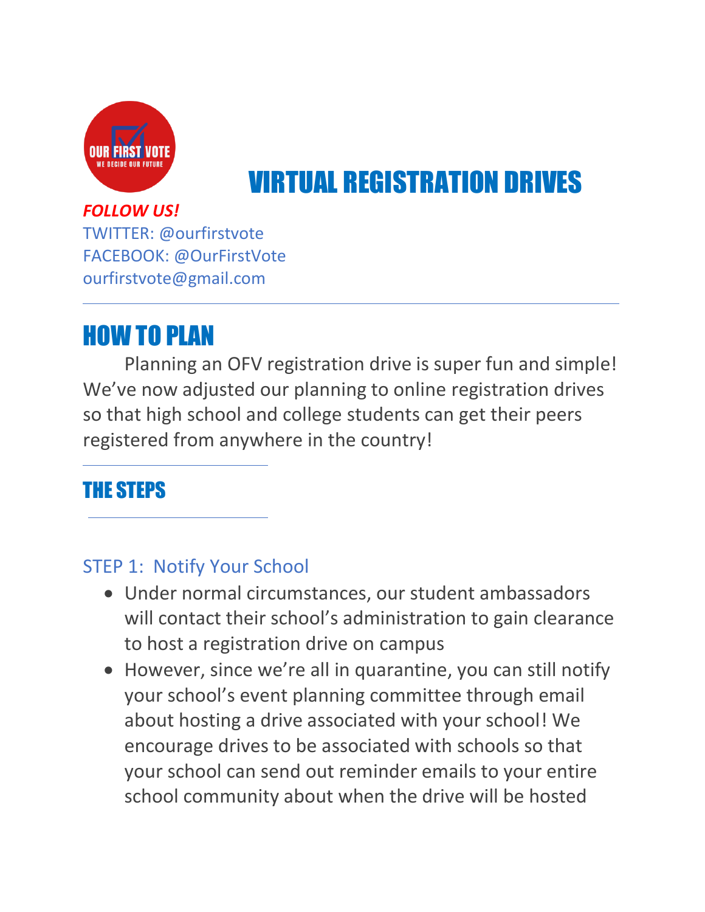# VIRTUAL REGISTRATION DRIVES

***FOLLOW US!***
TWITTER: @ourfirstvote
FACEBOOK: @OurFirstVote
ourfirstvote@gmail.com

---

## HOW TO PLAN

Planning an OFV registration drive is super fun and simple! We've now adjusted our planning to online registration drives so that high school and college students can get their peers registered from anywhere in the country!

## THE STEPS

### STEP 1: Notify Your School

- Under normal circumstances, our student ambassadors will contact their school's administration to gain clearance to host a registration drive on campus
- However, since we're all in quarantine, you can still notify your school's event planning committee through email about hosting a drive associated with your school! We encourage drives to be associated with schools so that your school can send out reminder emails to your entire school community about when the drive will be hosted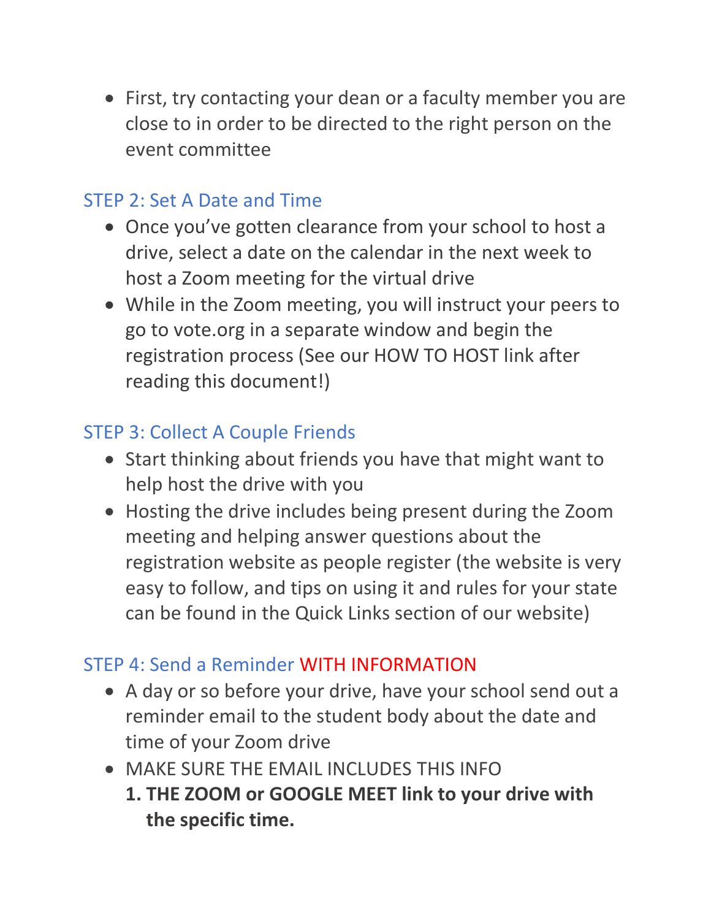- First, try contacting your dean or a faculty member you are close to in order to be directed to the right person on the event committee

## STEP 2: Set A Date and Time

- Once you've gotten clearance from your school to host a drive, select a date on the calendar in the next week to host a Zoom meeting for the virtual drive
- While in the Zoom meeting, you will instruct your peers to go to vote.org in a separate window and begin the registration process (See our HOW TO HOST link after reading this document!)

## STEP 3: Collect A Couple Friends

- Start thinking about friends you have that might want to help host the drive with you
- Hosting the drive includes being present during the Zoom meeting and helping answer questions about the registration website as people register (the website is very easy to follow, and tips on using it and rules for your state can be found in the Quick Links section of our website)

## STEP 4: Send a Reminder WITH INFORMATION

- A day or so before your drive, have your school send out a reminder email to the student body about the date and time of your Zoom drive
- MAKE SURE THE EMAIL INCLUDES THIS INFO
  1. **THE ZOOM or GOOGLE MEET link to your drive with the specific time.**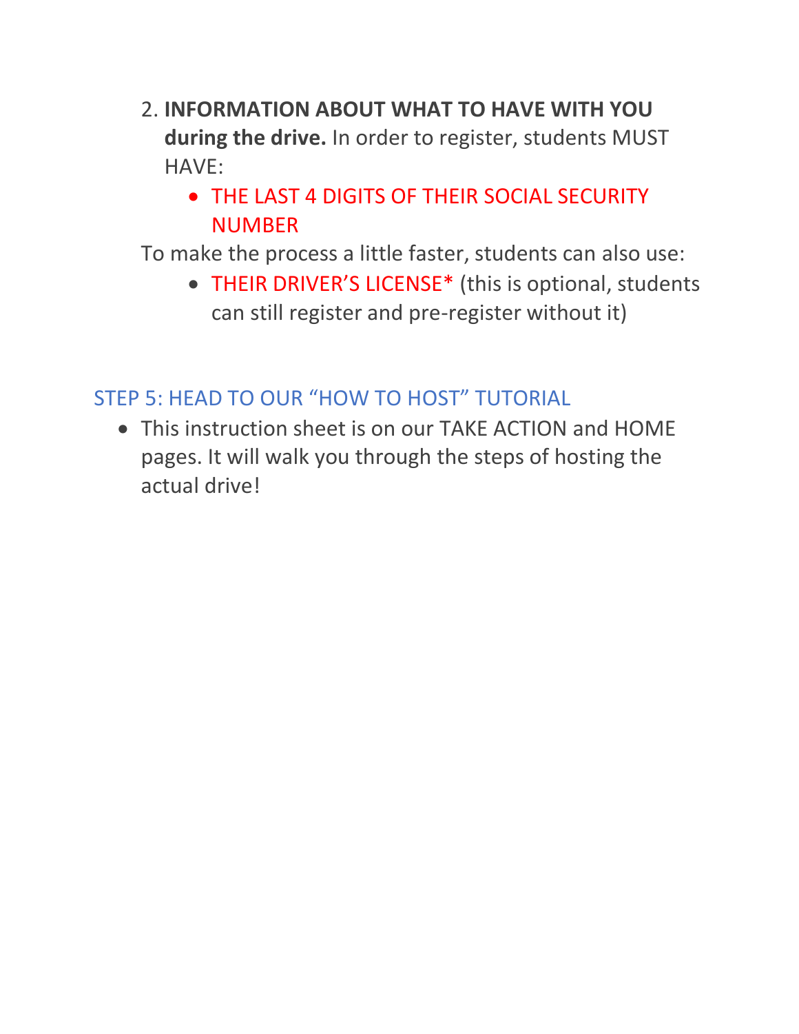2. **INFORMATION ABOUT WHAT TO HAVE WITH YOU during the drive.** In order to register, students MUST HAVE:
    - THE LAST 4 DIGITS OF THEIR SOCIAL SECURITY NUMBER

To make the process a little faster, students can also use:

- THEIR DRIVER'S LICENSE* (this is optional, students can still register and pre-register without it)

## STEP 5: HEAD TO OUR "HOW TO HOST" TUTORIAL

- This instruction sheet is on our TAKE ACTION and HOME pages. It will walk you through the steps of hosting the actual drive!